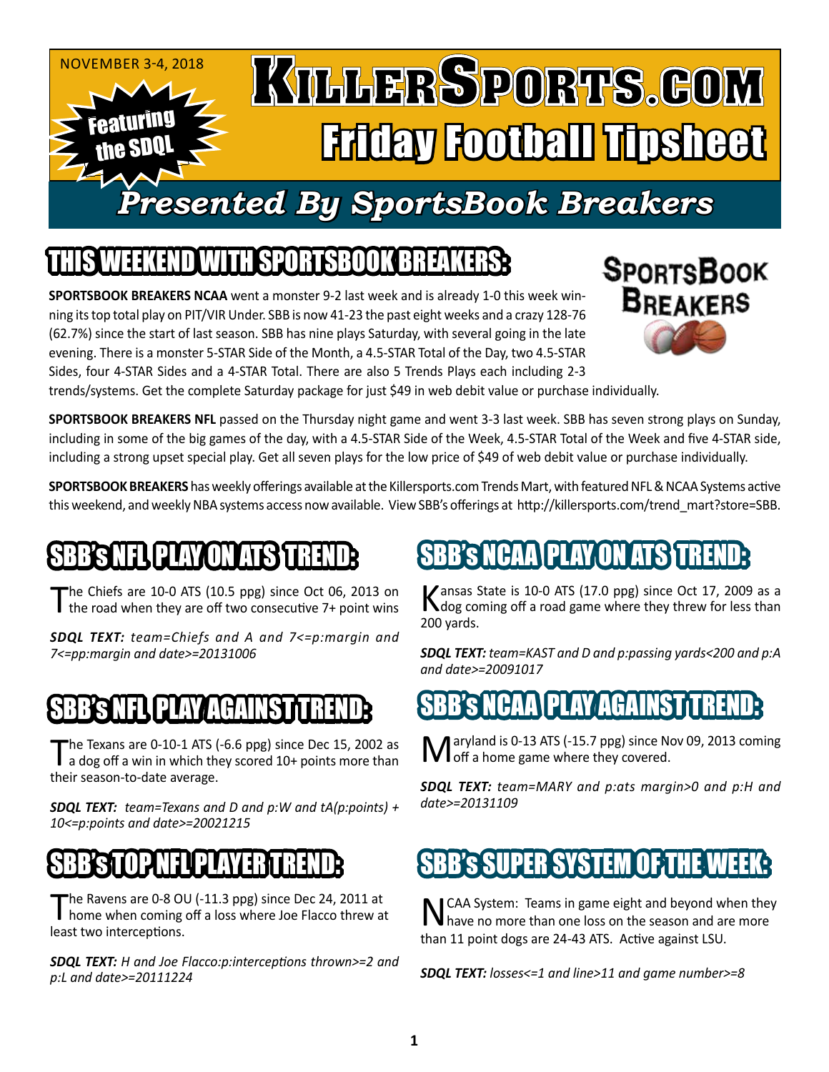NOVEMBER 3-4, 2018

Featuring the SDQL

# KillerSports.com Friday Football Tipsheet

## Presented By SportsBook Breakers

## THIS WEEKEND WITH SPORTSBOOK BREAKERS:

SportsBook Breakers

**SPORTSBOOK BREAKERS NCAA** went a monster 9-2 last week and is already 1-0 this week winning its top total play on PIT/VIR Under. SBB is now 41-23 the past eight weeks and a crazy 128-76 (62.7%) since the start of last season. SBB has nine plays Saturday, with several going in the late evening. There is a monster 5-STAR Side of the Month, a 4.5-STAR Total of the Day, two 4.5-STAR Sides, four 4-STAR Sides and a 4-STAR Total. There are also 5 Trends Plays each including 2-3 trends/systems. Get the complete Saturday package for just $49 in web debit value or purchase individually.

**SPORTSBOOK BREAKERS NFL** passed on the Thursday night game and went 3-3 last week. SBB has seven strong plays on Sunday, including in some of the big games of the day, with a 4.5-STAR Side of the Week, 4.5-STAR Total of the Week and five 4-STAR side, including a strong upset special play. Get all seven plays for the low price of $49 of web debit value or purchase individually.

**SPORTSBOOK BREAKERS** has weekly offerings available at the Killersports.com Trends Mart, with featured NFL & NCAA Systems active this weekend, and weekly NBA systems access now available. View SBB's offerings at http://killersports.com/trend_mart?store=SBB.

## SBB's NFL PLAY ON ATS TREND:

The Chiefs are 10-0 ATS (10.5 ppg) since Oct 06, 2013 on the road when they are off two consecutive 7+ point wins

***SDQL TEXT:*** *team=Chiefs and A and 7<=p:margin and 7<=pp:margin and date>=20131006*

## SBB's NFL PLAY AGAINST TREND:

The Texans are 0-10-1 ATS (-6.6 ppg) since Dec 15, 2002 as a dog off a win in which they scored 10+ points more than their season-to-date average.

***SDQL TEXT:*** *team=Texans and D and p:W and tA(p:points) + 10<=p:points and date>=20021215*

## SBB's TOP NFL PLAYER TREND:

The Ravens are 0-8 OU (-11.3 ppg) since Dec 24, 2011 at home when coming off a loss where Joe Flacco threw at least two interceptions.

***SDQL TEXT:*** *H and Joe Flacco:p:interceptions thrown>=2 and p:L and date>=20111224*

## SBB's NCAA PLAY ON ATS TREND:

Kansas State is 10-0 ATS (17.0 ppg) since Oct 17, 2009 as a dog coming off a road game where they threw for less than 200 yards.

***SDQL TEXT:*** *team=KAST and D and p:passing yards<200 and p:A and date>=20091017*

## SBB's NCAA PLAY AGAINST TREND:

Maryland is 0-13 ATS (-15.7 ppg) since Nov 09, 2013 coming off a home game where they covered.

***SDQL TEXT:*** *team=MARY and p:ats margin>0 and p:H and date>=20131109*

## SBB's SUPER SYSTEM OF THE WEEK:

NCAA System: Teams in game eight and beyond when they have no more than one loss on the season and are more than 11 point dogs are 24-43 ATS. Active against LSU.

***SDQL TEXT:*** *losses<=1 and line>11 and game number>=8*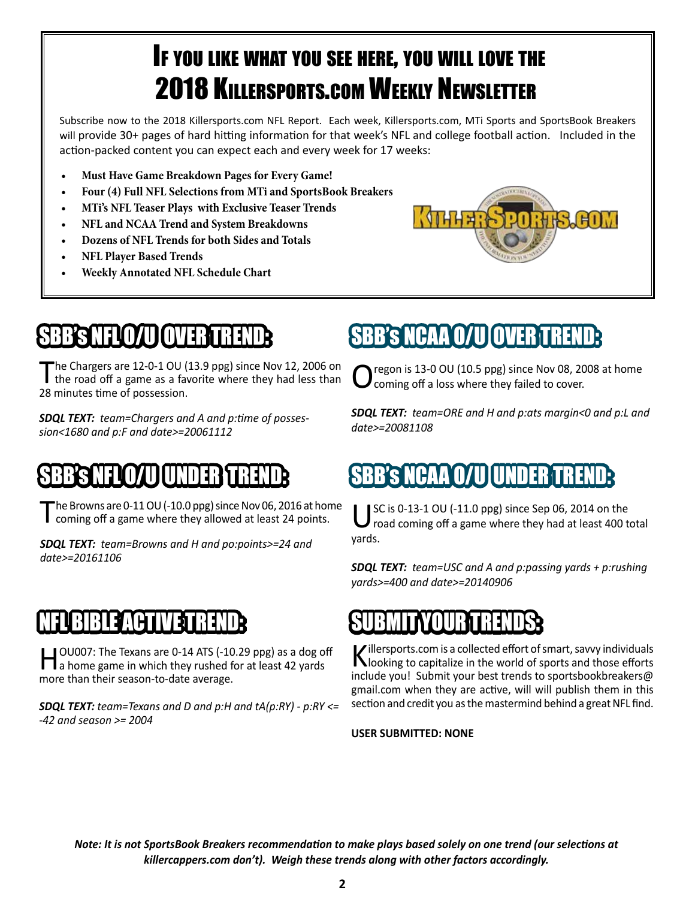# If you like what you see here, you will love the 2018 Killersports.com Weekly Newsletter

Subscribe now to the 2018 Killersports.com NFL Report. Each week, Killersports.com, MTi Sports and SportsBook Breakers will provide 30+ pages of hard hitting information for that week's NFL and college football action. Included in the action-packed content you can expect each and every week for 17 weeks:

- **Must Have Game Breakdown Pages for Every Game!**
- **Four (4) Full NFL Selections from MTi and SportsBook Breakers**
- **MTi's NFL Teaser Plays with Exclusive Teaser Trends**
- **NFL and NCAA Trend and System Breakdowns**
- **Dozens of NFL Trends for both Sides and Totals**
- **NFL Player Based Trends**
- **Weekly Annotated NFL Schedule Chart**

## SBB's NFL O/U OVER TREND:

The Chargers are 12-0-1 OU (13.9 ppg) since Nov 12, 2006 on the road off a game as a favorite where they had less than 28 minutes time of possession.

***SDQL TEXT:*** *team=Chargers and A and p:time of possession<1680 and p:F and date>=20061112*

## SBB's NFL O/U UNDER TREND:

The Browns are 0-11 OU (-10.0 ppg) since Nov 06, 2016 at home coming off a game where they allowed at least 24 points.

***SDQL TEXT:*** *team=Browns and H and po:points>=24 and date>=20161106*

## NFL BIBLE ACTIVE TREND:

HOU007: The Texans are 0-14 ATS (-10.29 ppg) as a dog off a home game in which they rushed for at least 42 yards more than their season-to-date average.

***SDQL TEXT:*** *team=Texans and D and p:H and tA(p:RY) - p:RY <= -42 and season >= 2004*

## SBB's NCAA O/U OVER TREND:

Oregon is 13-0 OU (10.5 ppg) since Nov 08, 2008 at home coming off a loss where they failed to cover.

***SDQL TEXT:*** *team=ORE and H and p:ats margin<0 and p:L and date>=20081108*

## SBB's NCAA O/U UNDER TREND:

USC is 0-13-1 OU (-11.0 ppg) since Sep 06, 2014 on the road coming off a game where they had at least 400 total yards.

***SDQL TEXT:*** *team=USC and A and p:passing yards + p:rushing yards>=400 and date>=20140906*

## SUBMIT YOUR TRENDS:

Killersports.com is a collected effort of smart, savvy individuals looking to capitalize in the world of sports and those efforts include you! Submit your best trends to sportsbookbreakers@gmail.com when they are active, will will publish them in this section and credit you as the mastermind behind a great NFL find.

**USER SUBMITTED: NONE**

***Note: It is not SportsBook Breakers recommendation to make plays based solely on one trend (our selections at killercappers.com don't). Weigh these trends along with other factors accordingly.***